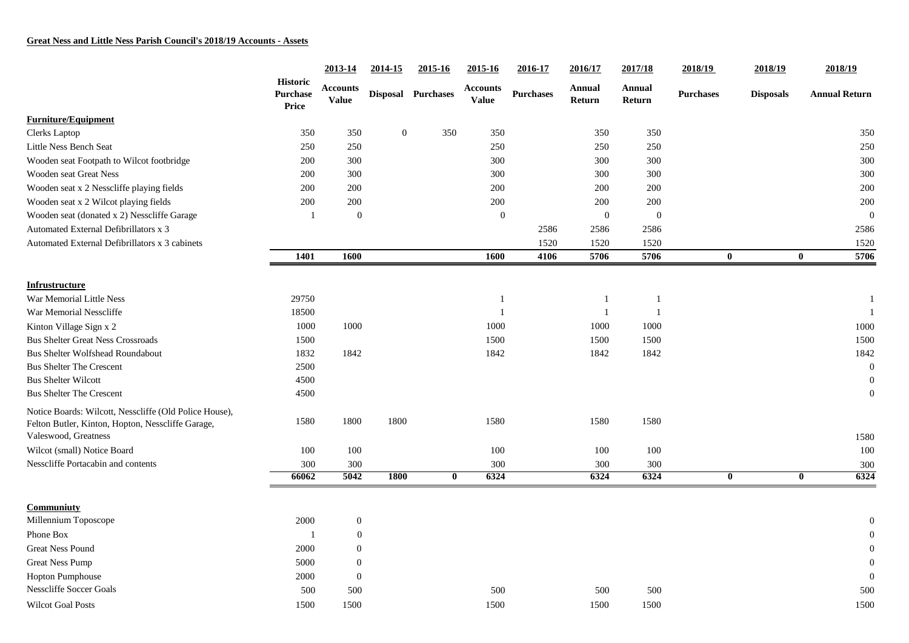**Great Ness and Little Ness Parish Council's 2018/19 Accounts - Assets**

| | Historic Purchase Price | 2013-14 Accounts Value | 2014-15 Disposal | 2015-16 Purchases | 2015-16 Accounts Value | 2016-17 Purchases | 2016/17 Annual Return | 2017/18 Annual Return | 2018/19 Purchases | 2018/19 Disposals | 2018/19 Annual Return |
|---|---|---|---|---|---|---|---|---|---|---|---|
| **Furniture/Equipment** | | | | | | | | | | | |
| Clerks Laptop | 350 | 350 | 0 | 350 | 350 | | 350 | 350 | | | 350 |
| Little Ness Bench Seat | 250 | 250 | | | 250 | | 250 | 250 | | | 250 |
| Wooden seat Footpath to Wilcot footbridge | 200 | 300 | | | 300 | | 300 | 300 | | | 300 |
| Wooden seat Great Ness | 200 | 300 | | | 300 | | 300 | 300 | | | 300 |
| Wooden seat x 2 Nesscliffe playing fields | 200 | 200 | | | 200 | | 200 | 200 | | | 200 |
| Wooden seat x 2 Wilcot playing fields | 200 | 200 | | | 200 | | 200 | 200 | | | 200 |
| Wooden seat (donated x 2) Nesscliffe Garage | 1 | 0 | | | 0 | | 0 | 0 | | | 0 |
| Automated External Defibrillators x 3 | | | | | | 2586 | 2586 | 2586 | | | 2586 |
| Automated External Defibrillators x 3 cabinets | | | | | | 1520 | 1520 | 1520 | | | 1520 |
| | **1401** | **1600** | | | **1600** | **4106** | **5706** | **5706** | **0** | **0** | **5706** |
| **Infrustructure** | | | | | | | | | | | |
| War Memorial Little Ness | 29750 | | | | 1 | | 1 | 1 | | | 1 |
| War Memorial Nesscliffe | 18500 | | | | 1 | | 1 | 1 | | | 1 |
| Kinton Village Sign x 2 | 1000 | 1000 | | | 1000 | | 1000 | 1000 | | | 1000 |
| Bus Shelter Great Ness Crossroads | 1500 | | | | 1500 | | 1500 | 1500 | | | 1500 |
| Bus Shelter Wolfshead Roundabout | 1832 | 1842 | | | 1842 | | 1842 | 1842 | | | 1842 |
| Bus Shelter The Crescent | 2500 | | | | | | | | | | 0 |
| Bus Shelter Wilcott | 4500 | | | | | | | | | | 0 |
| Bus Shelter The Crescent | 4500 | | | | | | | | | | 0 |
| Notice Boards: Wilcott, Nesscliffe (Old Police House), Felton Butler, Kinton, Hopton, Nesscliffe Garage, Valeswood, Greatness | 1580 | 1800 | 1800 | | 1580 | | 1580 | 1580 | | | 1580 |
| Wilcot (small) Notice Board | 100 | 100 | | | 100 | | 100 | 100 | | | 100 |
| Nesscliffe Portacabin and contents | 300 | 300 | | | 300 | | 300 | 300 | | | 300 |
| | **66062** | **5042** | **1800** | **0** | **6324** | | **6324** | **6324** | **0** | **0** | **6324** |
| **Communiuty** | | | | | | | | | | | |
| Millennium Toposcope | 2000 | 0 | | | | | | | | | 0 |
| Phone Box | 1 | 0 | | | | | | | | | 0 |
| Great Ness Pound | 2000 | 0 | | | | | | | | | 0 |
| Great Ness Pump | 5000 | 0 | | | | | | | | | 0 |
| Hopton Pumphouse | 2000 | 0 | | | | | | | | | 0 |
| Nesscliffe Soccer Goals | 500 | 500 | | | 500 | | 500 | 500 | | | 500 |
| Wilcot Goal Posts | 1500 | 1500 | | | 1500 | | 1500 | 1500 | | | 1500 |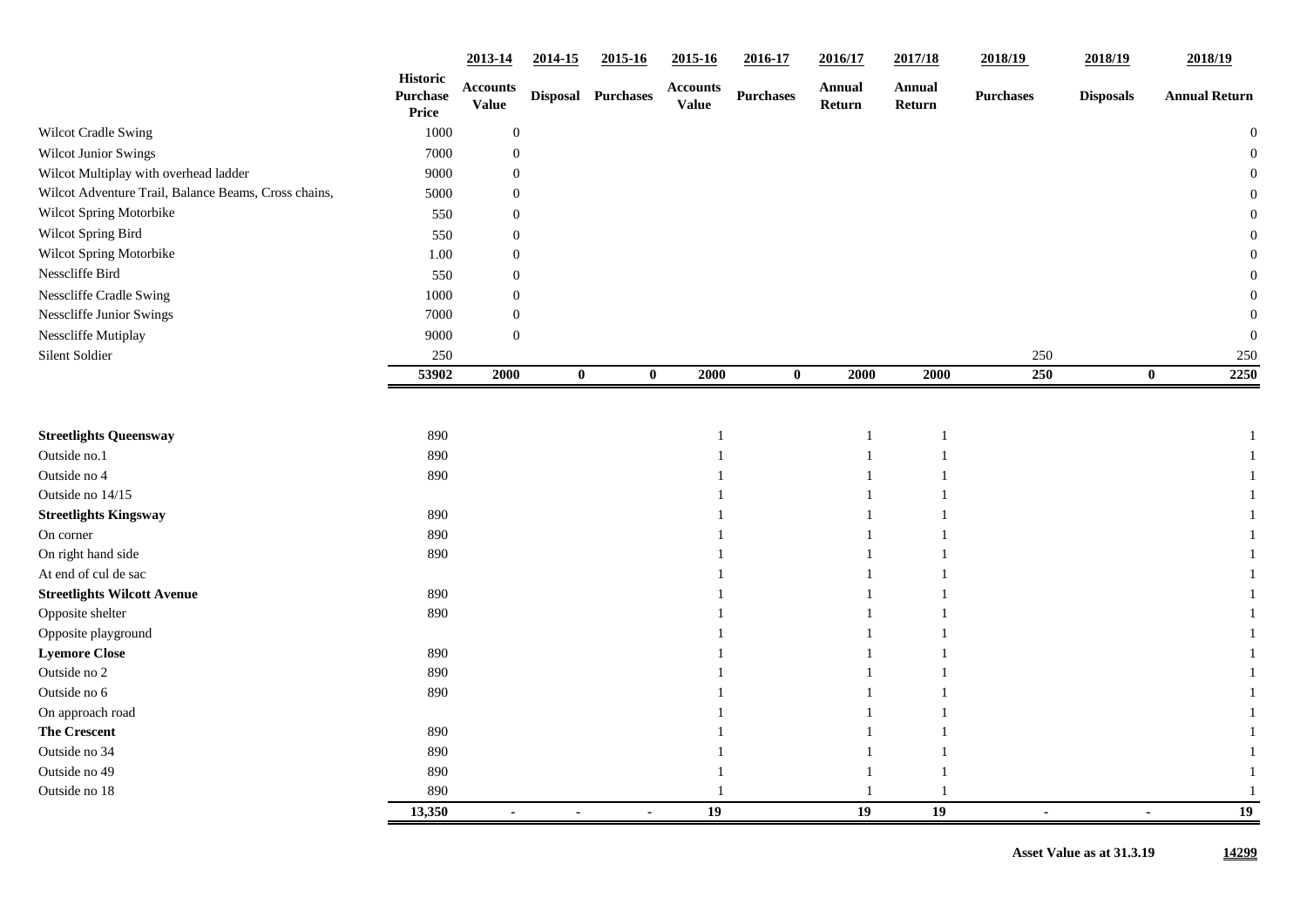| | Historic Purchase Price | 2013-14 Accounts Value | 2014-15 Disposal | 2015-16 Purchases | 2015-16 Accounts Value | 2016-17 Purchases | 2016/17 Annual Return | 2017/18 Annual Return | 2018/19 Purchases | 2018/19 Disposals | 2018/19 Annual Return |
|---|---|---|---|---|---|---|---|---|---|---|---|
| Wilcot Cradle Swing | 1000 | 0 | | | | | | | | | 0 |
| Wilcot Junior Swings | 7000 | 0 | | | | | | | | | 0 |
| Wilcot Multiplay with overhead ladder | 9000 | 0 | | | | | | | | | 0 |
| Wilcot Adventure Trail, Balance Beams, Cross chains, | 5000 | 0 | | | | | | | | | 0 |
| Wilcot Spring Motorbike | 550 | 0 | | | | | | | | | 0 |
| Wilcot Spring Bird | 550 | 0 | | | | | | | | | 0 |
| Wilcot Spring Motorbike | 1.00 | 0 | | | | | | | | | 0 |
| Nesscliffe Bird | 550 | 0 | | | | | | | | | 0 |
| Nesscliffe Cradle Swing | 1000 | 0 | | | | | | | | | 0 |
| Nesscliffe Junior Swings | 7000 | 0 | | | | | | | | | 0 |
| Nesscliffe Mutiplay | 9000 | 0 | | | | | | | | | 0 |
| Silent Soldier | 250 | | | | | | | | 250 | | 250 |
| | **53902** | **2000** | **0** | **0** | **2000** | **0** | **2000** | **2000** | **250** | **0** | **2250** |
| | | | | | | | | | | | |
| **Streetlights Queensway** | 890 | | | | 1 | | 1 | 1 | | | 1 |
| Outside no.1 | 890 | | | | 1 | | 1 | 1 | | | 1 |
| Outside no 4 | 890 | | | | 1 | | 1 | 1 | | | 1 |
| Outside no 14/15 | | | | | 1 | | 1 | 1 | | | 1 |
| **Streetlights Kingsway** | 890 | | | | 1 | | 1 | 1 | | | 1 |
| On corner | 890 | | | | 1 | | 1 | 1 | | | 1 |
| On right hand side | 890 | | | | 1 | | 1 | 1 | | | 1 |
| At end of cul de sac | | | | | 1 | | 1 | 1 | | | 1 |
| **Streetlights Wilcott Avenue** | 890 | | | | 1 | | 1 | 1 | | | 1 |
| Opposite shelter | 890 | | | | 1 | | 1 | 1 | | | 1 |
| Opposite playground | | | | | 1 | | 1 | 1 | | | 1 |
| **Lyemore Close** | 890 | | | | 1 | | 1 | 1 | | | 1 |
| Outside no 2 | 890 | | | | 1 | | 1 | 1 | | | 1 |
| Outside no 6 | 890 | | | | 1 | | 1 | 1 | | | 1 |
| On approach road | | | | | 1 | | 1 | 1 | | | 1 |
| **The Crescent** | 890 | | | | 1 | | 1 | 1 | | | 1 |
| Outside no 34 | 890 | | | | 1 | | 1 | 1 | | | 1 |
| Outside no 49 | 890 | | | | 1 | | 1 | 1 | | | 1 |
| Outside no 18 | 890 | | | | 1 | | 1 | 1 | | | 1 |
| | **13,350** | **-** | **-** | **-** | **19** | | **19** | **19** | **-** | **-** | **19** |

**Asset Value as at 31.3.19** **14299**